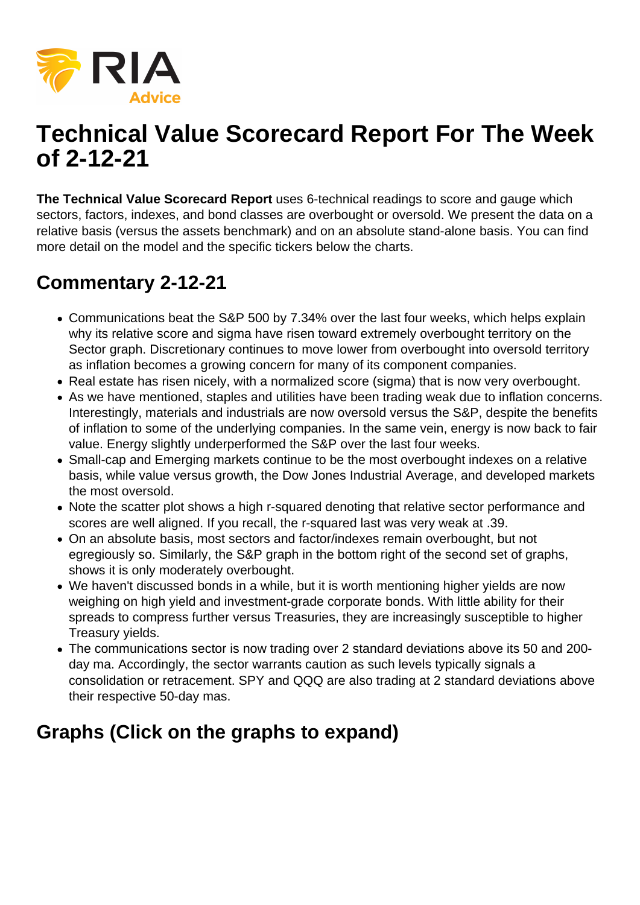# Technical Value Scorecard Report For The Week of 2-12-21

**The Technical Value Scorecard Report** uses 6-technical readings to score and gauge which sectors, factors, indexes, and bond classes are overbought or oversold. We present the data on a relative basis (versus the assets benchmark) and on an absolute stand-alone basis. You can find more detail on the model and the specific tickers below the charts.

## Commentary 2-12-21

- Communications beat the S&P 500 by 7.34% over the last four weeks, which helps explain why its relative score and sigma have risen toward extremely overbought territory on the Sector graph. Discretionary continues to move lower from overbought into oversold territory as inflation becomes a growing concern for many of its component companies.
- Real estate has risen nicely, with a normalized score (sigma) that is now very overbought.
- As we have mentioned, staples and utilities have been trading weak due to inflation concerns. Interestingly, materials and industrials are now oversold versus the S&P, despite the benefits of inflation to some of the underlying companies. In the same vein, energy is now back to fair value. Energy slightly underperformed the S&P over the last four weeks.
- Small-cap and Emerging markets continue to be the most overbought indexes on a relative basis, while value versus growth, the Dow Jones Industrial Average, and developed markets the most oversold.
- Note the scatter plot shows a high r-squared denoting that relative sector performance and scores are well aligned. If you recall, the r-squared last was very weak at .39.
- On an absolute basis, most sectors and factor/indexes remain overbought, but not egregiously so. Similarly, the S&P graph in the bottom right of the second set of graphs, shows it is only moderately overbought.
- We haven't discussed bonds in a while, but it is worth mentioning higher yields are now weighing on high yield and investment-grade corporate bonds. With little ability for their spreads to compress further versus Treasuries, they are increasingly susceptible to higher Treasury yields.
- The communications sector is now trading over 2 standard deviations above its 50 and 200-day ma. Accordingly, the sector warrants caution as such levels typically signals a consolidation or retracement. SPY and QQQ are also trading at 2 standard deviations above their respective 50-day mas.

## Graphs (Click on the graphs to expand)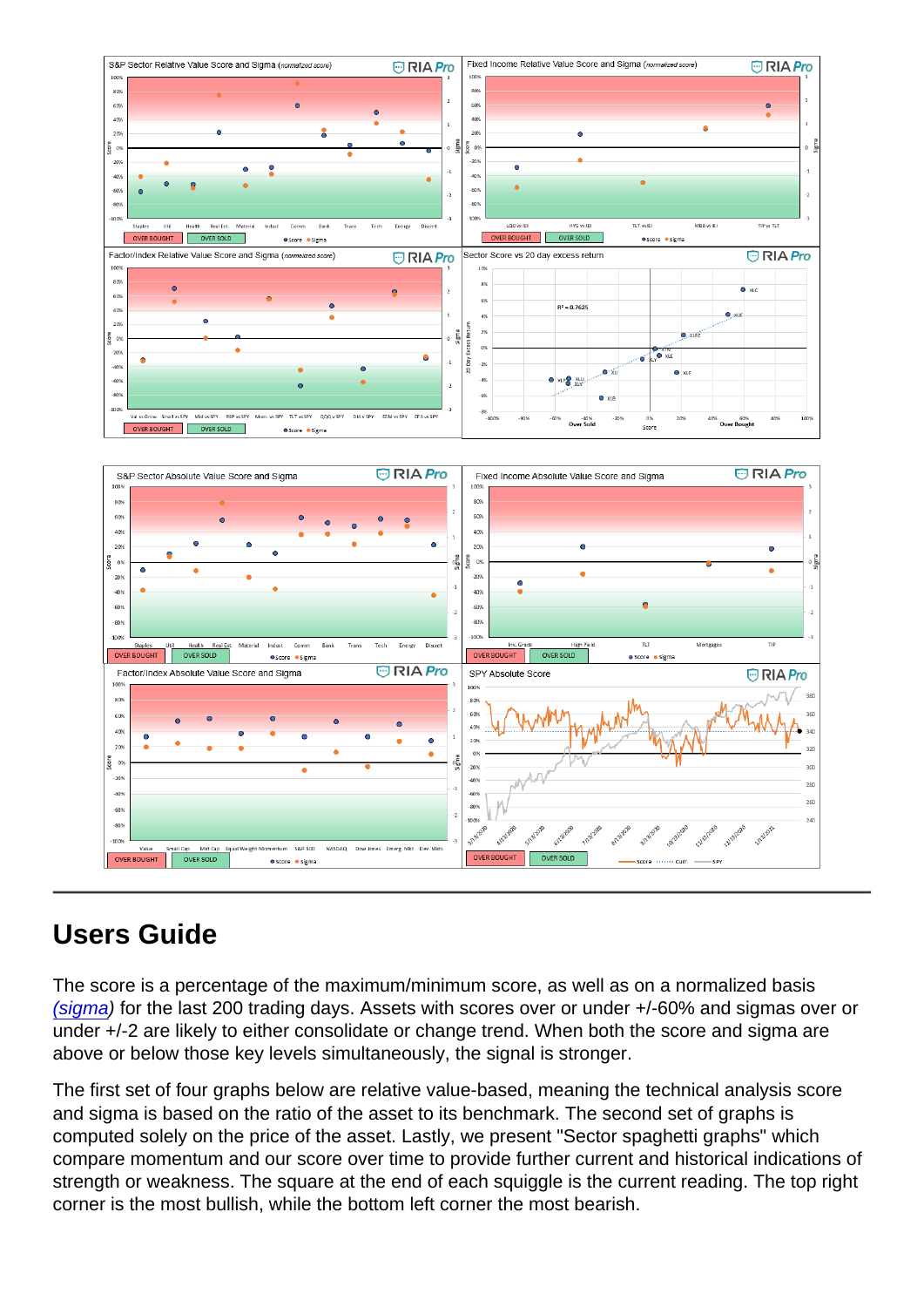## Users Guide

The score is a percentage of the maximum/minimum score, as well as on a normalized basis *(sigma)* for the last 200 trading days. Assets with scores over or under +/-60% and sigmas over or under +/-2 are likely to either consolidate or change trend. When both the score and sigma are above or below those key levels simultaneously, the signal is stronger.

The first set of four graphs below are relative value-based, meaning the technical analysis score and sigma is based on the ratio of the asset to its benchmark. The second set of graphs is computed solely on the price of the asset. Lastly, we present "Sector spaghetti graphs" which compare momentum and our score over time to provide further current and historical indications of strength or weakness. The square at the end of each squiggle is the current reading. The top right corner is the most bullish, while the bottom left corner the most bearish.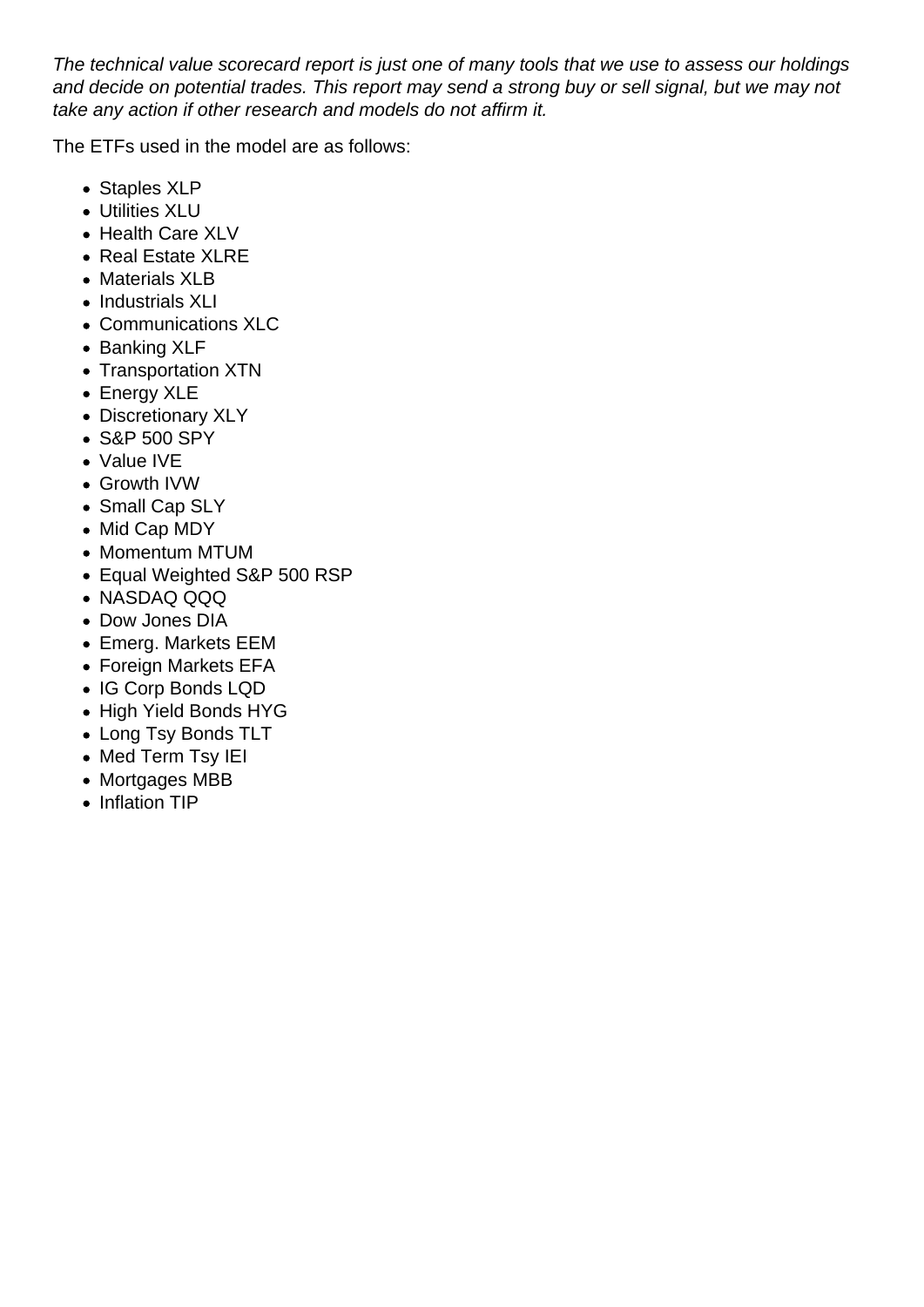*The technical value scorecard report is just one of many tools that we use to assess our holdings and decide on potential trades. This report may send a strong buy or sell signal, but we may not take any action if other research and models do not affirm it.*

The ETFs used in the model are as follows:

- Staples XLP
- Utilities XLU
- Health Care XLV
- Real Estate XLRE
- Materials XLB
- Industrials XLI
- Communications XLC
- Banking XLF
- Transportation XTN
- Energy XLE
- Discretionary XLY
- S&P 500 SPY
- Value IVE
- Growth IVW
- Small Cap SLY
- Mid Cap MDY
- Momentum MTUM
- Equal Weighted S&P 500 RSP
- NASDAQ QQQ
- Dow Jones DIA
- Emerg. Markets EEM
- Foreign Markets EFA
- IG Corp Bonds LQD
- High Yield Bonds HYG
- Long Tsy Bonds TLT
- Med Term Tsy IEI
- Mortgages MBB
- Inflation TIP